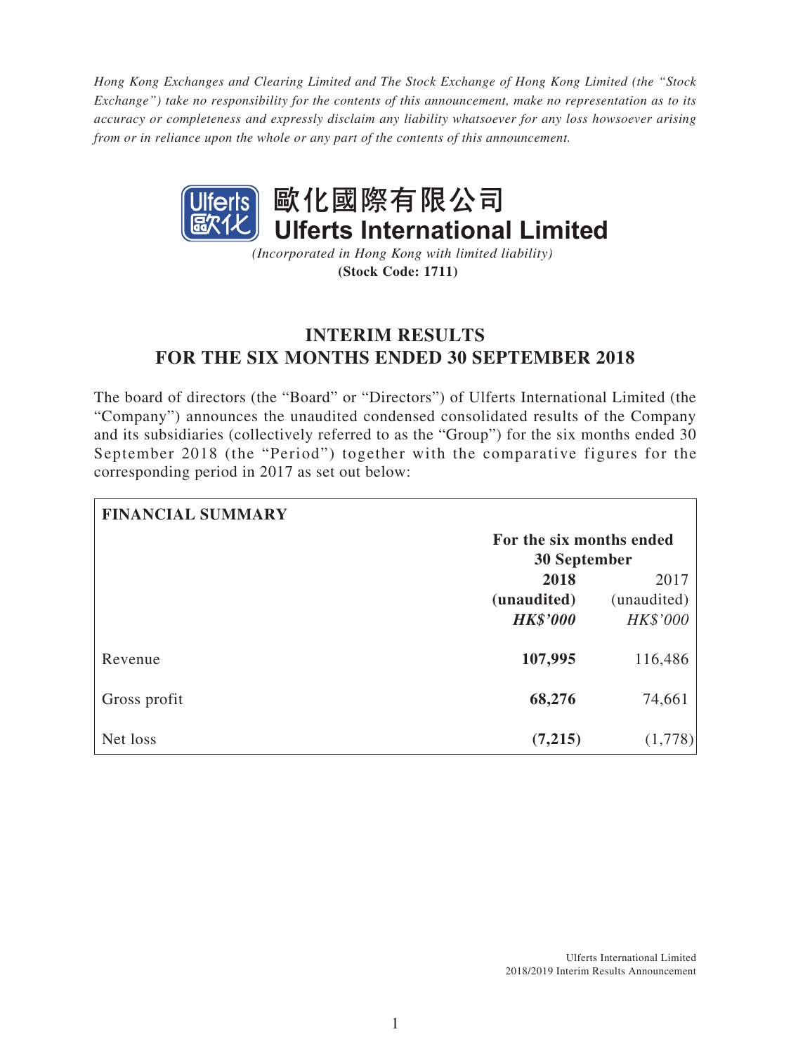*Hong Kong Exchanges and Clearing Limited and The Stock Exchange of Hong Kong Limited (the "Stock Exchange") take no responsibility for the contents of this announcement, make no representation as to its accuracy or completeness and expressly disclaim any liability whatsoever for any loss howsoever arising from or in reliance upon the whole or any part of the contents of this announcement.*

# 歐化國際有限公司
# Ulferts International Limited

*(Incorporated in Hong Kong with limited liability)*

**(Stock Code: 1711)**

## INTERIM RESULTS FOR THE SIX MONTHS ENDED 30 SEPTEMBER 2018

The board of directors (the "Board" or "Directors") of Ulferts International Limited (the "Company") announces the unaudited condensed consolidated results of the Company and its subsidiaries (collectively referred to as the "Group") for the six months ended 30 September 2018 (the "Period") together with the comparative figures for the corresponding period in 2017 as set out below:

| **FINANCIAL SUMMARY** | | |
|---|---|---|
| | **For the six months ended 30 September** | |
| | **2018** | 2017 |
| | **(unaudited)** | (unaudited) |
| | ***HK$'000*** | *HK$'000* |
| Revenue | **107,995** | 116,486 |
| Gross profit | **68,276** | 74,661 |
| Net loss | **(7,215)** | (1,778) |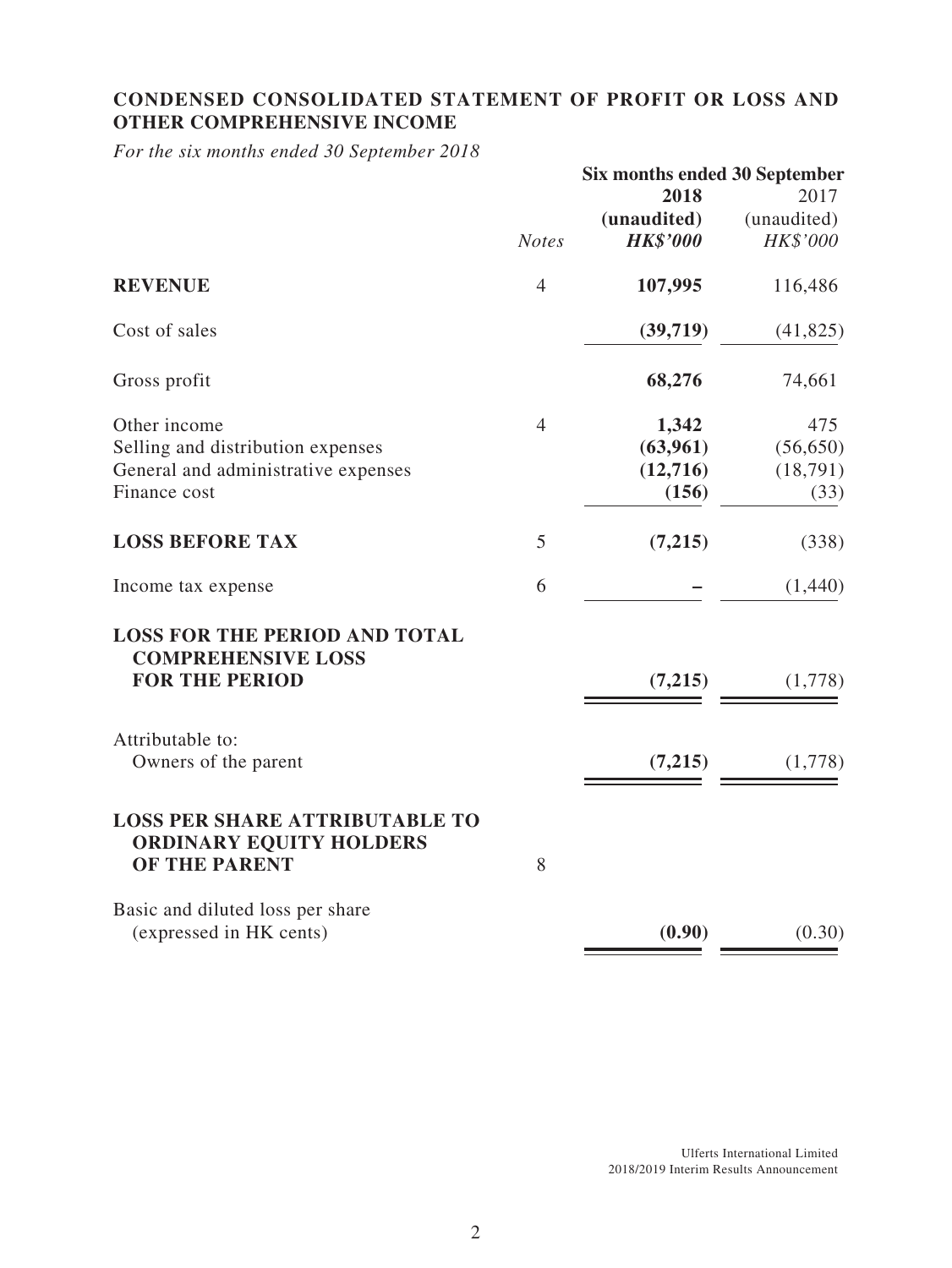## CONDENSED CONSOLIDATED STATEMENT OF PROFIT OR LOSS AND OTHER COMPREHENSIVE INCOME

*For the six months ended 30 September 2018*

| | | Six months ended 30 September | |
|---|---|---|---|
| | | **2018** | 2017 |
| | | **(unaudited)** | (unaudited) |
| | *Notes* | ***HK$'000*** | *HK$'000* |
| **REVENUE** | 4 | **107,995** | 116,486 |
| Cost of sales | | **(39,719)** | (41,825) |
| Gross profit | | **68,276** | 74,661 |
| Other income | 4 | **1,342** | 475 |
| Selling and distribution expenses | | **(63,961)** | (56,650) |
| General and administrative expenses | | **(12,716)** | (18,791) |
| Finance cost | | **(156)** | (33) |
| **LOSS BEFORE TAX** | 5 | **(7,215)** | (338) |
| Income tax expense | 6 | **–** | (1,440) |
| **LOSS FOR THE PERIOD AND TOTAL COMPREHENSIVE LOSS FOR THE PERIOD** | | **(7,215)** | (1,778) |
| Attributable to: | | | |
| Owners of the parent | | **(7,215)** | (1,778) |
| **LOSS PER SHARE ATTRIBUTABLE TO ORDINARY EQUITY HOLDERS OF THE PARENT** | 8 | | |
| Basic and diluted loss per share (expressed in HK cents) | | **(0.90)** | (0.30) |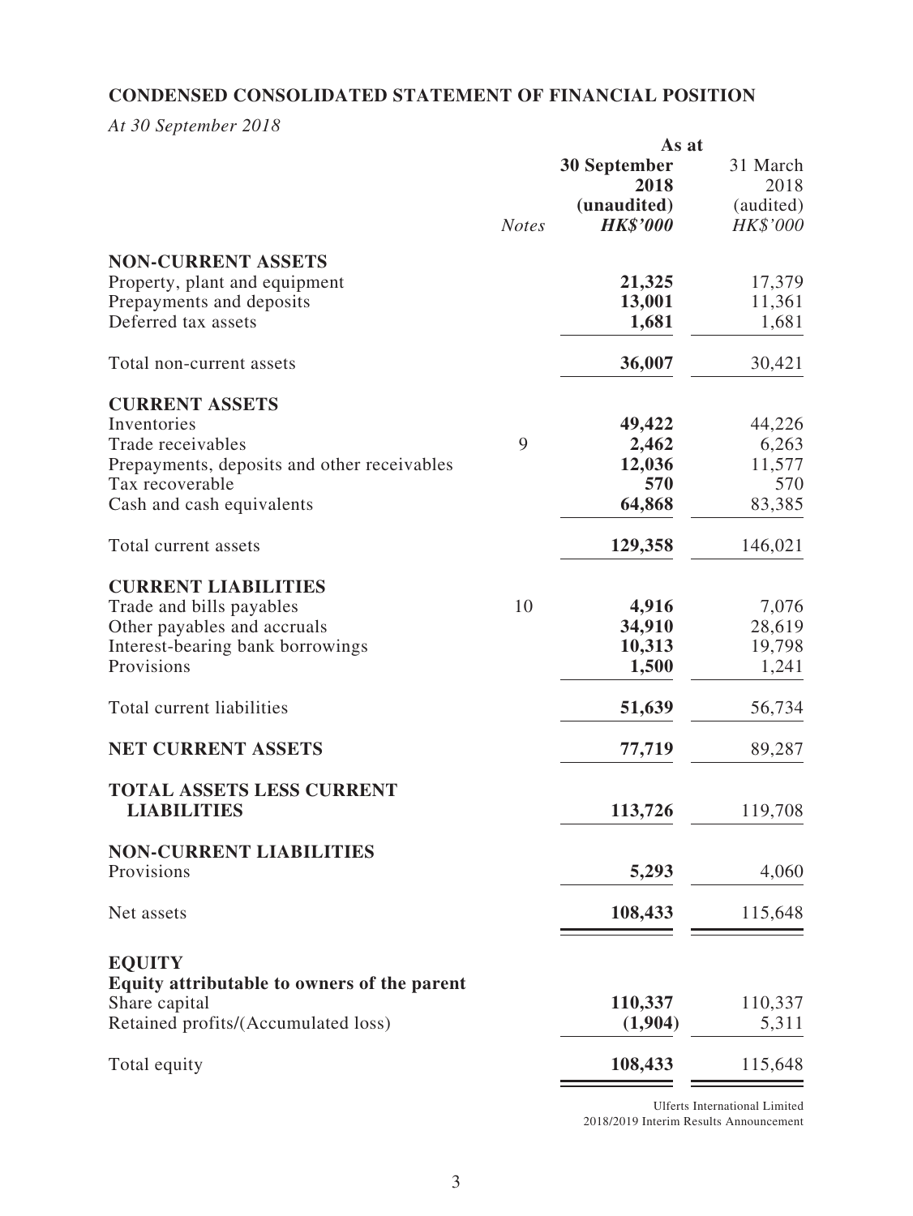## CONDENSED CONSOLIDATED STATEMENT OF FINANCIAL POSITION

*At 30 September 2018*

| | *Notes* | **As at 30 September 2018 (unaudited) *HK$'000*** | As at 31 March 2018 (audited) *HK$'000* |
|---|---|---|---|
| **NON-CURRENT ASSETS** | | | |
| Property, plant and equipment | | **21,325** | 17,379 |
| Prepayments and deposits | | **13,001** | 11,361 |
| Deferred tax assets | | **1,681** | 1,681 |
| Total non-current assets | | **36,007** | 30,421 |
| **CURRENT ASSETS** | | | |
| Inventories | | **49,422** | 44,226 |
| Trade receivables | 9 | **2,462** | 6,263 |
| Prepayments, deposits and other receivables | | **12,036** | 11,577 |
| Tax recoverable | | **570** | 570 |
| Cash and cash equivalents | | **64,868** | 83,385 |
| Total current assets | | **129,358** | 146,021 |
| **CURRENT LIABILITIES** | | | |
| Trade and bills payables | 10 | **4,916** | 7,076 |
| Other payables and accruals | | **34,910** | 28,619 |
| Interest-bearing bank borrowings | | **10,313** | 19,798 |
| Provisions | | **1,500** | 1,241 |
| Total current liabilities | | **51,639** | 56,734 |
| **NET CURRENT ASSETS** | | **77,719** | 89,287 |
| **TOTAL ASSETS LESS CURRENT LIABILITIES** | | **113,726** | 119,708 |
| **NON-CURRENT LIABILITIES** | | | |
| Provisions | | **5,293** | 4,060 |
| Net assets | | **108,433** | 115,648 |
| **EQUITY** | | | |
| **Equity attributable to owners of the parent** | | | |
| Share capital | | **110,337** | 110,337 |
| Retained profits/(Accumulated loss) | | **(1,904)** | 5,311 |
| Total equity | | **108,433** | 115,648 |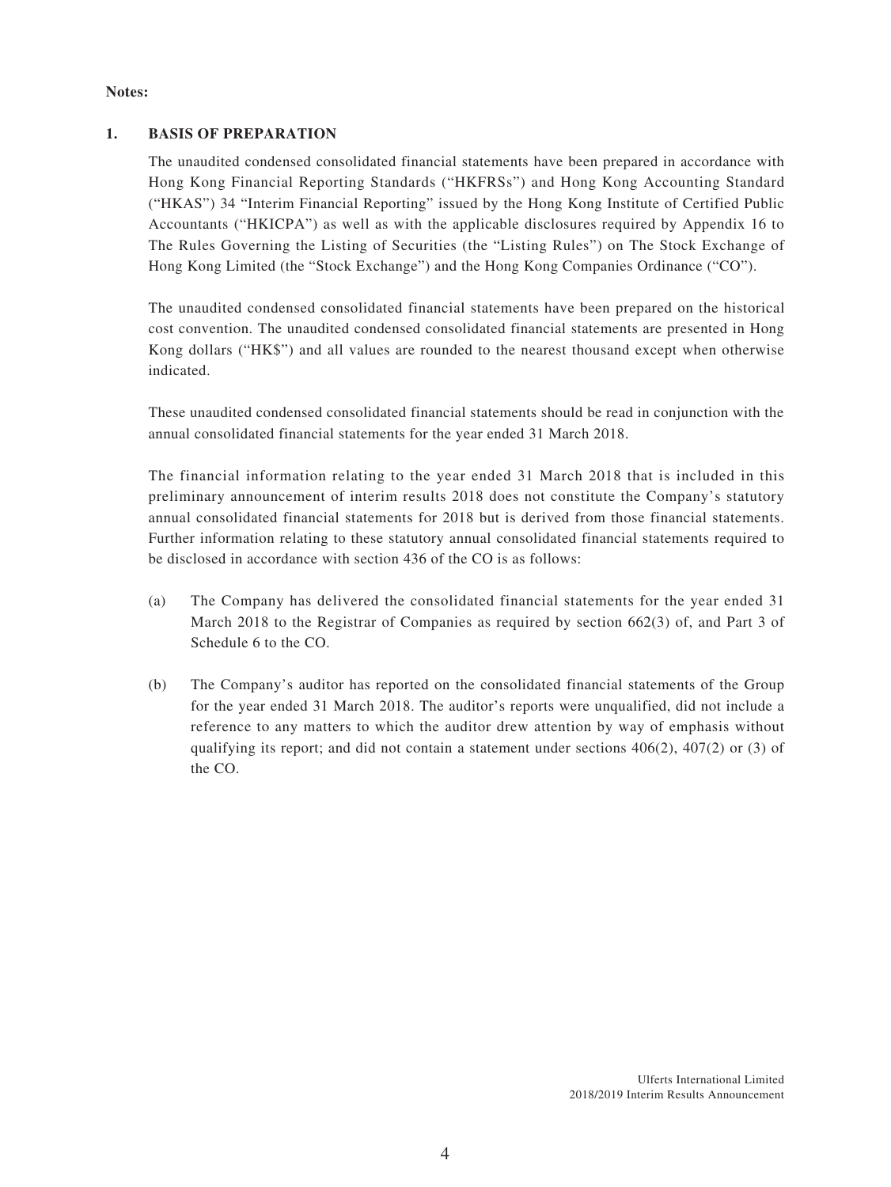**Notes:**

## 1. BASIS OF PREPARATION

The unaudited condensed consolidated financial statements have been prepared in accordance with Hong Kong Financial Reporting Standards ("HKFRSs") and Hong Kong Accounting Standard ("HKAS") 34 "Interim Financial Reporting" issued by the Hong Kong Institute of Certified Public Accountants ("HKICPA") as well as with the applicable disclosures required by Appendix 16 to The Rules Governing the Listing of Securities (the "Listing Rules") on The Stock Exchange of Hong Kong Limited (the "Stock Exchange") and the Hong Kong Companies Ordinance ("CO").

The unaudited condensed consolidated financial statements have been prepared on the historical cost convention. The unaudited condensed consolidated financial statements are presented in Hong Kong dollars ("HK$") and all values are rounded to the nearest thousand except when otherwise indicated.

These unaudited condensed consolidated financial statements should be read in conjunction with the annual consolidated financial statements for the year ended 31 March 2018.

The financial information relating to the year ended 31 March 2018 that is included in this preliminary announcement of interim results 2018 does not constitute the Company's statutory annual consolidated financial statements for 2018 but is derived from those financial statements. Further information relating to these statutory annual consolidated financial statements required to be disclosed in accordance with section 436 of the CO is as follows:

(a) The Company has delivered the consolidated financial statements for the year ended 31 March 2018 to the Registrar of Companies as required by section 662(3) of, and Part 3 of Schedule 6 to the CO.

(b) The Company's auditor has reported on the consolidated financial statements of the Group for the year ended 31 March 2018. The auditor's reports were unqualified, did not include a reference to any matters to which the auditor drew attention by way of emphasis without qualifying its report; and did not contain a statement under sections 406(2), 407(2) or (3) of the CO.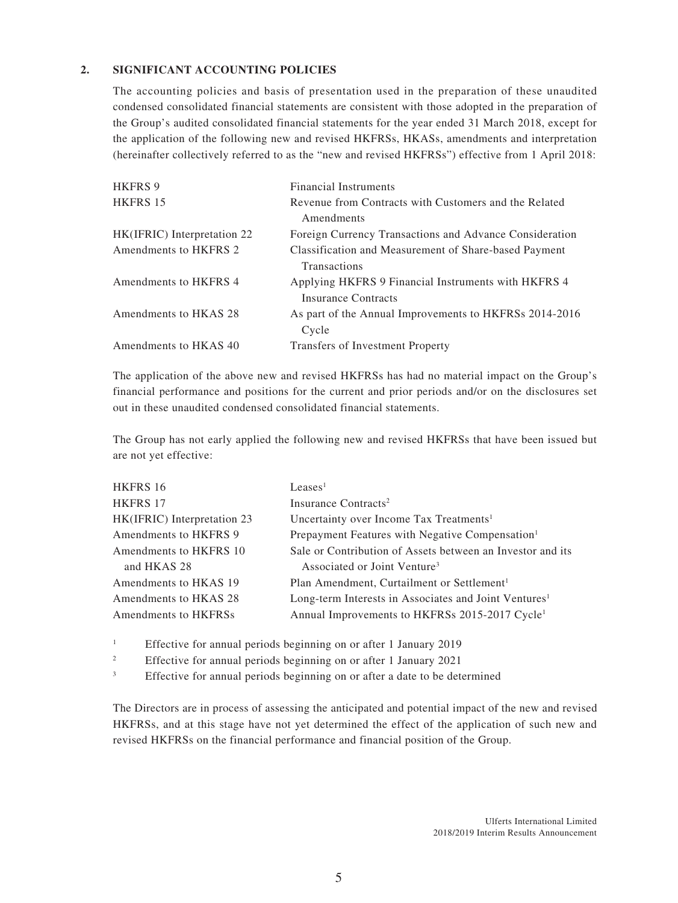## 2. SIGNIFICANT ACCOUNTING POLICIES

The accounting policies and basis of presentation used in the preparation of these unaudited condensed consolidated financial statements are consistent with those adopted in the preparation of the Group's audited consolidated financial statements for the year ended 31 March 2018, except for the application of the following new and revised HKFRSs, HKASs, amendments and interpretation (hereinafter collectively referred to as the "new and revised HKFRSs") effective from 1 April 2018:

| | |
|---|---|
| HKFRS 9 | Financial Instruments |
| HKFRS 15 | Revenue from Contracts with Customers and the Related Amendments |
| HK(IFRIC) Interpretation 22 | Foreign Currency Transactions and Advance Consideration |
| Amendments to HKFRS 2 | Classification and Measurement of Share-based Payment Transactions |
| Amendments to HKFRS 4 | Applying HKFRS 9 Financial Instruments with HKFRS 4 Insurance Contracts |
| Amendments to HKAS 28 | As part of the Annual Improvements to HKFRSs 2014-2016 Cycle |
| Amendments to HKAS 40 | Transfers of Investment Property |

The application of the above new and revised HKFRSs has had no material impact on the Group's financial performance and positions for the current and prior periods and/or on the disclosures set out in these unaudited condensed consolidated financial statements.

The Group has not early applied the following new and revised HKFRSs that have been issued but are not yet effective:

| | |
|---|---|
| HKFRS 16 | Leases[1] |
| HKFRS 17 | Insurance Contracts[2] |
| HK(IFRIC) Interpretation 23 | Uncertainty over Income Tax Treatments[1] |
| Amendments to HKFRS 9 | Prepayment Features with Negative Compensation[1] |
| Amendments to HKFRS 10 and HKAS 28 | Sale or Contribution of Assets between an Investor and its Associated or Joint Venture[3] |
| Amendments to HKAS 19 | Plan Amendment, Curtailment or Settlement[1] |
| Amendments to HKAS 28 | Long-term Interests in Associates and Joint Ventures[1] |
| Amendments to HKFRSs | Annual Improvements to HKFRSs 2015-2017 Cycle[1] |

[1] Effective for annual periods beginning on or after 1 January 2019

[2] Effective for annual periods beginning on or after 1 January 2021

[3] Effective for annual periods beginning on or after a date to be determined

The Directors are in process of assessing the anticipated and potential impact of the new and revised HKFRSs, and at this stage have not yet determined the effect of the application of such new and revised HKFRSs on the financial performance and financial position of the Group.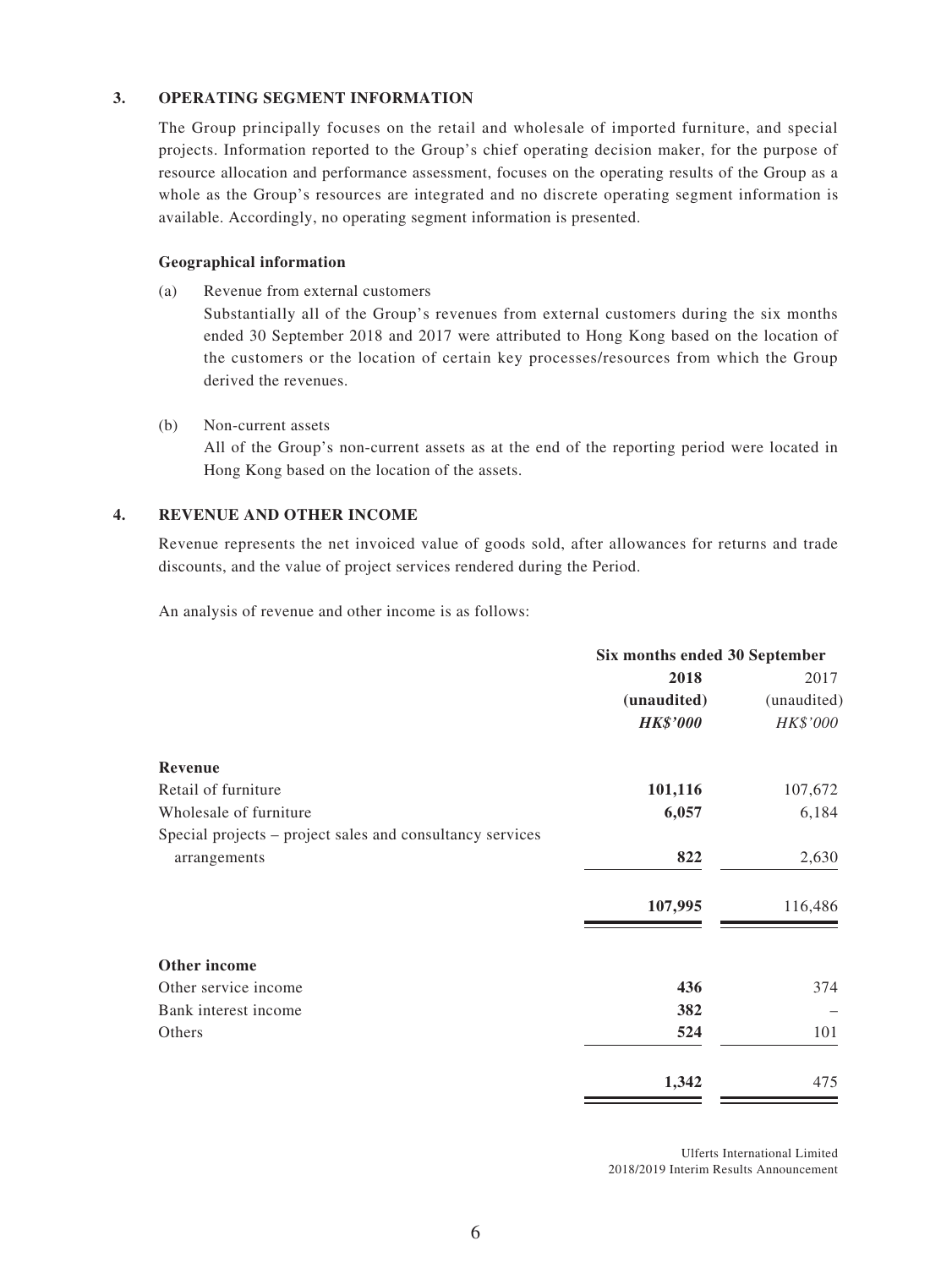### 3. OPERATING SEGMENT INFORMATION

The Group principally focuses on the retail and wholesale of imported furniture, and special projects. Information reported to the Group's chief operating decision maker, for the purpose of resource allocation and performance assessment, focuses on the operating results of the Group as a whole as the Group's resources are integrated and no discrete operating segment information is available. Accordingly, no operating segment information is presented.

**Geographical information**

(a) Revenue from external customers

Substantially all of the Group's revenues from external customers during the six months ended 30 September 2018 and 2017 were attributed to Hong Kong based on the location of the customers or the location of certain key processes/resources from which the Group derived the revenues.

(b) Non-current assets

All of the Group's non-current assets as at the end of the reporting period were located in Hong Kong based on the location of the assets.

### 4. REVENUE AND OTHER INCOME

Revenue represents the net invoiced value of goods sold, after allowances for returns and trade discounts, and the value of project services rendered during the Period.

An analysis of revenue and other income is as follows:

| | Six months ended 30 September | |
|---|---|---|
| | **2018** | 2017 |
| | **(unaudited)** | (unaudited) |
| | ***HK$'000*** | *HK$'000* |
| **Revenue** | | |
| Retail of furniture | **101,116** | 107,672 |
| Wholesale of furniture | **6,057** | 6,184 |
| Special projects – project sales and consultancy services arrangements | **822** | 2,630 |
| | **107,995** | 116,486 |
| **Other income** | | |
| Other service income | **436** | 374 |
| Bank interest income | **382** | – |
| Others | **524** | 101 |
| | **1,342** | 475 |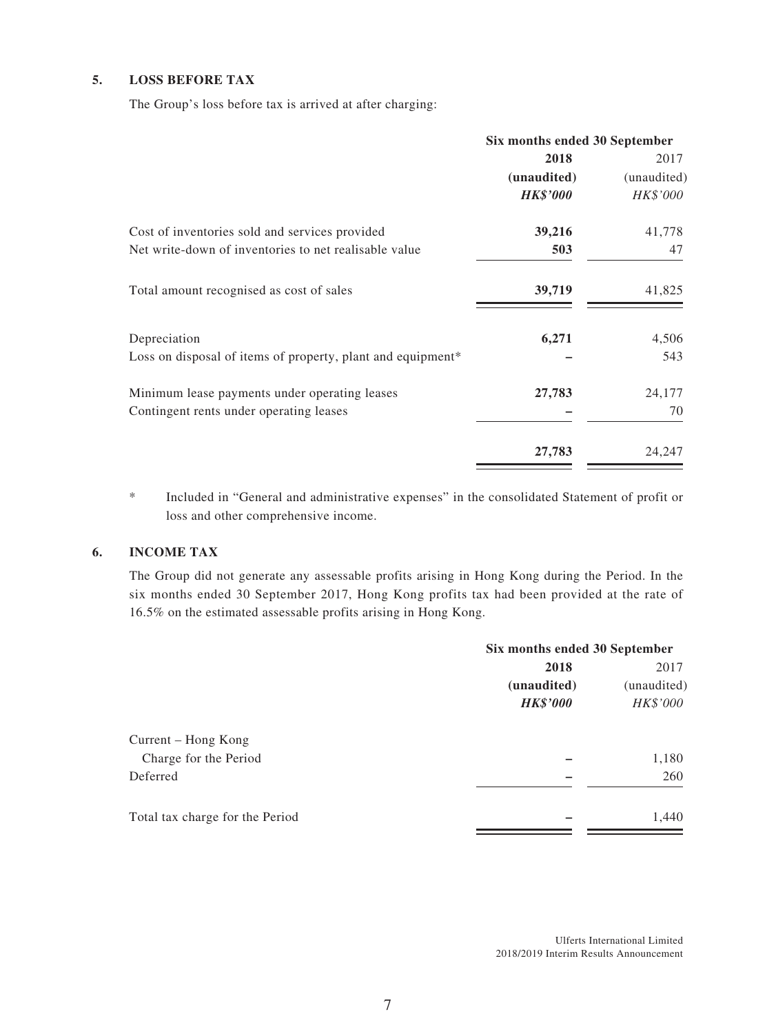**5. LOSS BEFORE TAX**

The Group's loss before tax is arrived at after charging:

| | Six months ended 30 September | |
|---|---|---|
| | **2018** | 2017 |
| | **(unaudited)** | (unaudited) |
| | ***HK$'000*** | *HK$'000* |
| Cost of inventories sold and services provided | **39,216** | 41,778 |
| Net write-down of inventories to net realisable value | **503** | 47 |
| Total amount recognised as cost of sales | **39,719** | 41,825 |
| Depreciation | **6,271** | 4,506 |
| Loss on disposal of items of property, plant and equipment* | **–** | 543 |
| Minimum lease payments under operating leases | **27,783** | 24,177 |
| Contingent rents under operating leases | **–** | 70 |
| | **27,783** | 24,247 |

\* Included in "General and administrative expenses" in the consolidated Statement of profit or loss and other comprehensive income.

**6. INCOME TAX**

The Group did not generate any assessable profits arising in Hong Kong during the Period. In the six months ended 30 September 2017, Hong Kong profits tax had been provided at the rate of 16.5% on the estimated assessable profits arising in Hong Kong.

| | Six months ended 30 September | |
|---|---|---|
| | **2018** | 2017 |
| | **(unaudited)** | (unaudited) |
| | ***HK$'000*** | *HK$'000* |
| Current – Hong Kong | | |
| Charge for the Period | **–** | 1,180 |
| Deferred | **–** | 260 |
| Total tax charge for the Period | **–** | 1,440 |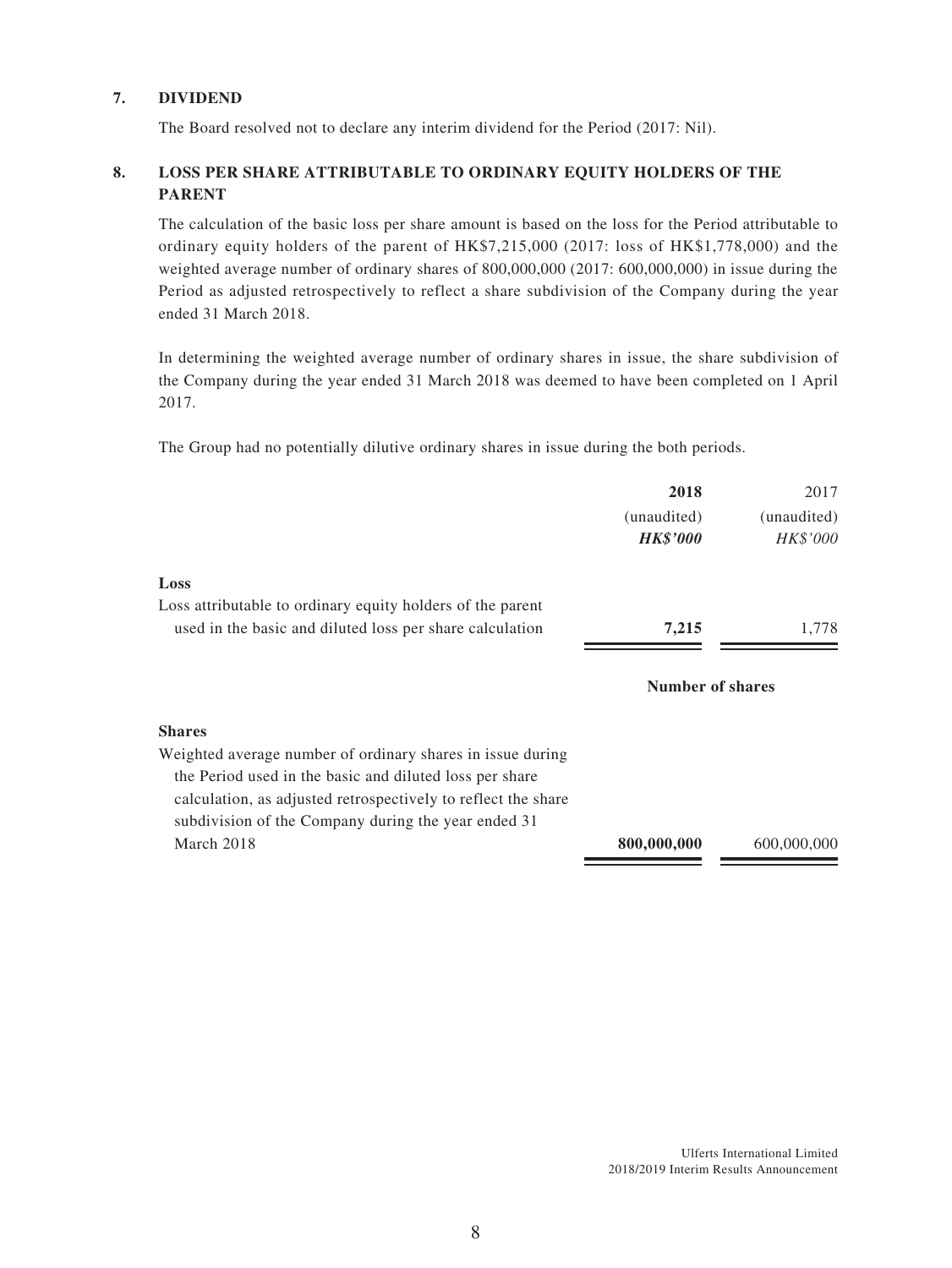## 7. DIVIDEND

The Board resolved not to declare any interim dividend for the Period (2017: Nil).

## 8. LOSS PER SHARE ATTRIBUTABLE TO ORDINARY EQUITY HOLDERS OF THE PARENT

The calculation of the basic loss per share amount is based on the loss for the Period attributable to ordinary equity holders of the parent of HK$7,215,000 (2017: loss of HK$1,778,000) and the weighted average number of ordinary shares of 800,000,000 (2017: 600,000,000) in issue during the Period as adjusted retrospectively to reflect a share subdivision of the Company during the year ended 31 March 2018.

In determining the weighted average number of ordinary shares in issue, the share subdivision of the Company during the year ended 31 March 2018 was deemed to have been completed on 1 April 2017.

The Group had no potentially dilutive ordinary shares in issue during the both periods.

| | **2018** | 2017 |
|---|---|---|
| | (unaudited) | (unaudited) |
| | ***HK$'000*** | *HK$'000* |
| **Loss** | | |
| Loss attributable to ordinary equity holders of the parent used in the basic and diluted loss per share calculation | **7,215** | 1,778 |
| | **Number of shares** | |
| **Shares** | | |
| Weighted average number of ordinary shares in issue during the Period used in the basic and diluted loss per share calculation, as adjusted retrospectively to reflect the share subdivision of the Company during the year ended 31 March 2018 | **800,000,000** | 600,000,000 |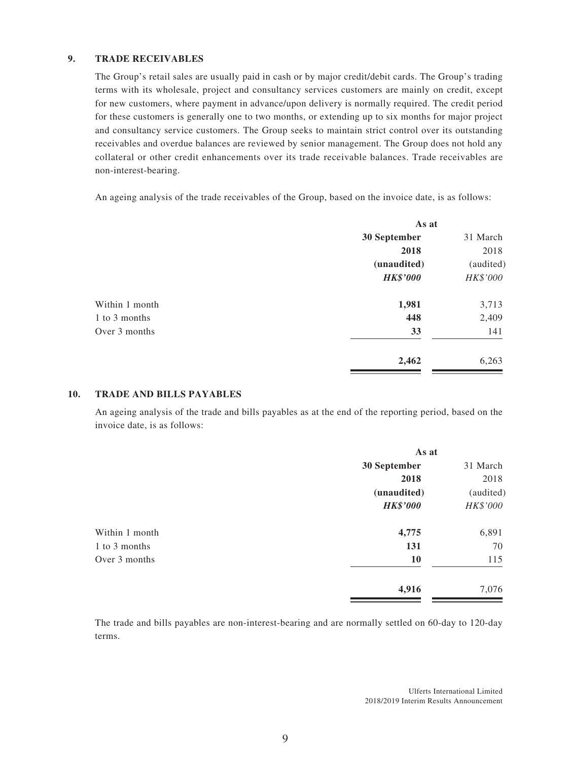## 9. TRADE RECEIVABLES

The Group's retail sales are usually paid in cash or by major credit/debit cards. The Group's trading terms with its wholesale, project and consultancy services customers are mainly on credit, except for new customers, where payment in advance/upon delivery is normally required. The credit period for these customers is generally one to two months, or extending up to six months for major project and consultancy service customers. The Group seeks to maintain strict control over its outstanding receivables and overdue balances are reviewed by senior management. The Group does not hold any collateral or other credit enhancements over its trade receivable balances. Trade receivables are non-interest-bearing.

An ageing analysis of the trade receivables of the Group, based on the invoice date, is as follows:

| | As at | |
|---|---|---|
| | **30 September 2018** | 31 March 2018 |
| | **(unaudited)** | (audited) |
| | ***HK$'000*** | *HK$'000* |
| Within 1 month | **1,981** | 3,713 |
| 1 to 3 months | **448** | 2,409 |
| Over 3 months | **33** | 141 |
| | **2,462** | 6,263 |

## 10. TRADE AND BILLS PAYABLES

An ageing analysis of the trade and bills payables as at the end of the reporting period, based on the invoice date, is as follows:

| | As at | |
|---|---|---|
| | **30 September 2018** | 31 March 2018 |
| | **(unaudited)** | (audited) |
| | ***HK$'000*** | *HK$'000* |
| Within 1 month | **4,775** | 6,891 |
| 1 to 3 months | **131** | 70 |
| Over 3 months | **10** | 115 |
| | **4,916** | 7,076 |

The trade and bills payables are non-interest-bearing and are normally settled on 60-day to 120-day terms.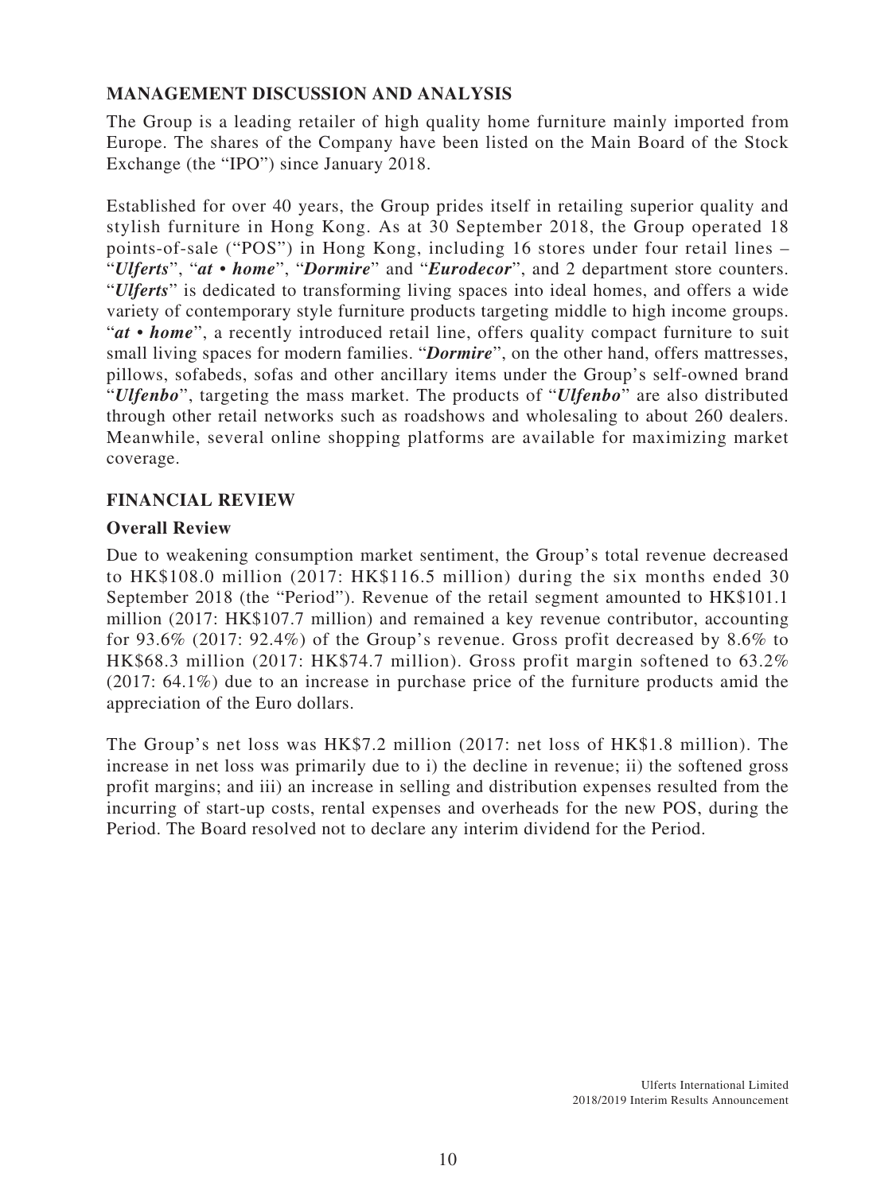## MANAGEMENT DISCUSSION AND ANALYSIS

The Group is a leading retailer of high quality home furniture mainly imported from Europe. The shares of the Company have been listed on the Main Board of the Stock Exchange (the "IPO") since January 2018.

Established for over 40 years, the Group prides itself in retailing superior quality and stylish furniture in Hong Kong. As at 30 September 2018, the Group operated 18 points-of-sale ("POS") in Hong Kong, including 16 stores under four retail lines – "***Ulferts***", "***at • home***", "***Dormire***" and "***Eurodecor***", and 2 department store counters. "***Ulferts***" is dedicated to transforming living spaces into ideal homes, and offers a wide variety of contemporary style furniture products targeting middle to high income groups. "***at • home***", a recently introduced retail line, offers quality compact furniture to suit small living spaces for modern families. "***Dormire***", on the other hand, offers mattresses, pillows, sofabeds, sofas and other ancillary items under the Group's self-owned brand "***Ulfenbo***", targeting the mass market. The products of "***Ulfenbo***" are also distributed through other retail networks such as roadshows and wholesaling to about 260 dealers. Meanwhile, several online shopping platforms are available for maximizing market coverage.

## FINANCIAL REVIEW

### Overall Review

Due to weakening consumption market sentiment, the Group's total revenue decreased to HK$108.0 million (2017: HK$116.5 million) during the six months ended 30 September 2018 (the "Period"). Revenue of the retail segment amounted to HK$101.1 million (2017: HK$107.7 million) and remained a key revenue contributor, accounting for 93.6% (2017: 92.4%) of the Group's revenue. Gross profit decreased by 8.6% to HK$68.3 million (2017: HK$74.7 million). Gross profit margin softened to 63.2% (2017: 64.1%) due to an increase in purchase price of the furniture products amid the appreciation of the Euro dollars.

The Group's net loss was HK$7.2 million (2017: net loss of HK$1.8 million). The increase in net loss was primarily due to i) the decline in revenue; ii) the softened gross profit margins; and iii) an increase in selling and distribution expenses resulted from the incurring of start-up costs, rental expenses and overheads for the new POS, during the Period. The Board resolved not to declare any interim dividend for the Period.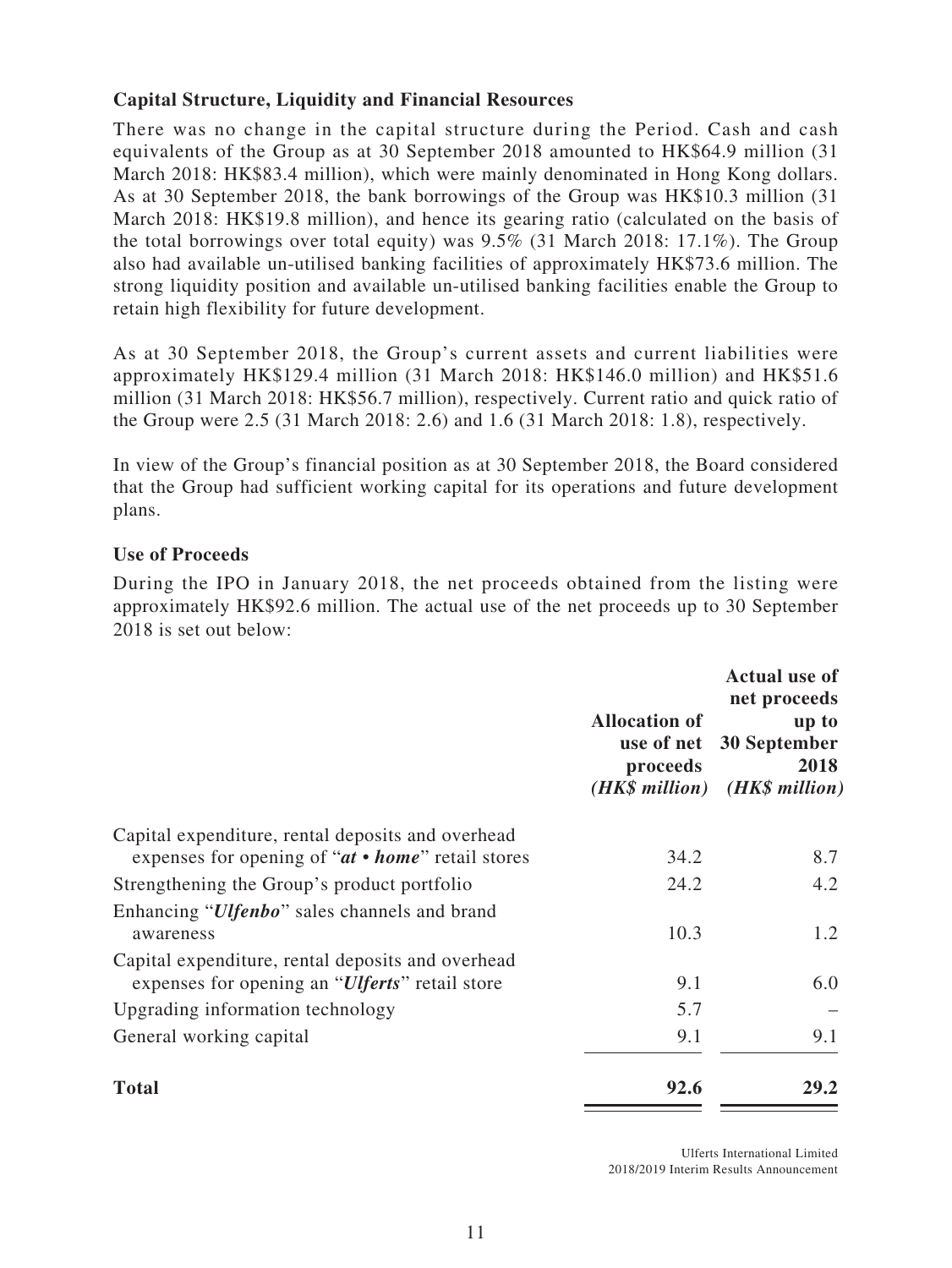**Capital Structure, Liquidity and Financial Resources**

There was no change in the capital structure during the Period. Cash and cash equivalents of the Group as at 30 September 2018 amounted to HK$64.9 million (31 March 2018: HK$83.4 million), which were mainly denominated in Hong Kong dollars. As at 30 September 2018, the bank borrowings of the Group was HK$10.3 million (31 March 2018: HK$19.8 million), and hence its gearing ratio (calculated on the basis of the total borrowings over total equity) was 9.5% (31 March 2018: 17.1%). The Group also had available un-utilised banking facilities of approximately HK$73.6 million. The strong liquidity position and available un-utilised banking facilities enable the Group to retain high flexibility for future development.

As at 30 September 2018, the Group's current assets and current liabilities were approximately HK$129.4 million (31 March 2018: HK$146.0 million) and HK$51.6 million (31 March 2018: HK$56.7 million), respectively. Current ratio and quick ratio of the Group were 2.5 (31 March 2018: 2.6) and 1.6 (31 March 2018: 1.8), respectively.

In view of the Group's financial position as at 30 September 2018, the Board considered that the Group had sufficient working capital for its operations and future development plans.

**Use of Proceeds**

During the IPO in January 2018, the net proceeds obtained from the listing were approximately HK$92.6 million. The actual use of the net proceeds up to 30 September 2018 is set out below:

| | **Allocation of use of net proceeds** *(HK$ million)* | **Actual use of net proceeds up to 30 September 2018** *(HK$ million)* |
|---|---|---|
| Capital expenditure, rental deposits and overhead expenses for opening of "***at • home***" retail stores | 34.2 | 8.7 |
| Strengthening the Group's product portfolio | 24.2 | 4.2 |
| Enhancing "***Ulfenbo***" sales channels and brand awareness | 10.3 | 1.2 |
| Capital expenditure, rental deposits and overhead expenses for opening an "***Ulferts***" retail store | 9.1 | 6.0 |
| Upgrading information technology | 5.7 | – |
| General working capital | 9.1 | 9.1 |
| **Total** | **92.6** | **29.2** |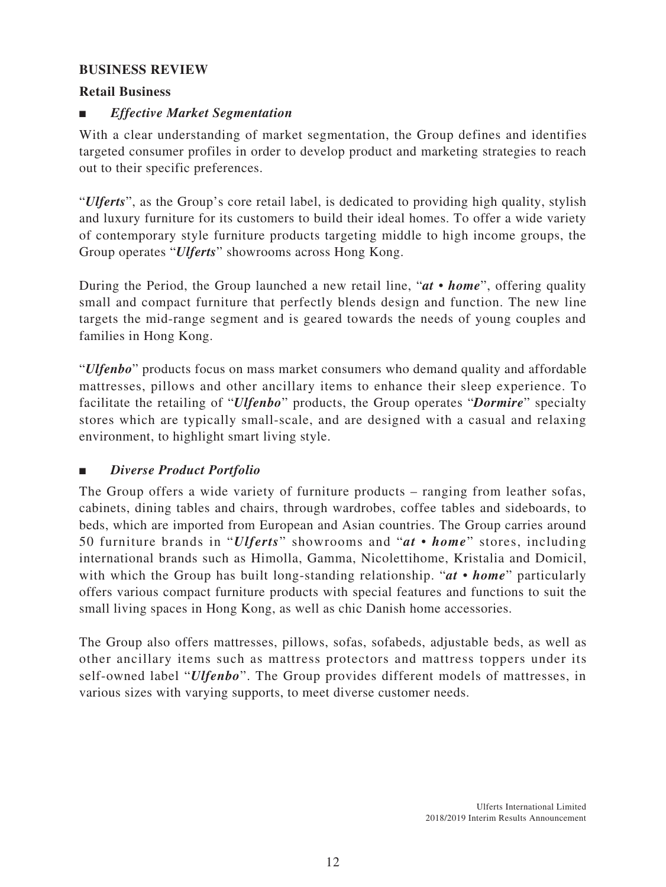## BUSINESS REVIEW

### Retail Business

■ ***Effective Market Segmentation***

With a clear understanding of market segmentation, the Group defines and identifies targeted consumer profiles in order to develop product and marketing strategies to reach out to their specific preferences.

"***Ulferts***", as the Group's core retail label, is dedicated to providing high quality, stylish and luxury furniture for its customers to build their ideal homes. To offer a wide variety of contemporary style furniture products targeting middle to high income groups, the Group operates "***Ulferts***" showrooms across Hong Kong.

During the Period, the Group launched a new retail line, "***at • home***", offering quality small and compact furniture that perfectly blends design and function. The new line targets the mid-range segment and is geared towards the needs of young couples and families in Hong Kong.

"***Ulfenbo***" products focus on mass market consumers who demand quality and affordable mattresses, pillows and other ancillary items to enhance their sleep experience. To facilitate the retailing of "***Ulfenbo***" products, the Group operates "***Dormire***" specialty stores which are typically small-scale, and are designed with a casual and relaxing environment, to highlight smart living style.

■ ***Diverse Product Portfolio***

The Group offers a wide variety of furniture products – ranging from leather sofas, cabinets, dining tables and chairs, through wardrobes, coffee tables and sideboards, to beds, which are imported from European and Asian countries. The Group carries around 50 furniture brands in "***Ulferts***" showrooms and "***at • home***" stores, including international brands such as Himolla, Gamma, Nicolettihome, Kristalia and Domicil, with which the Group has built long-standing relationship. "***at • home***" particularly offers various compact furniture products with special features and functions to suit the small living spaces in Hong Kong, as well as chic Danish home accessories.

The Group also offers mattresses, pillows, sofas, sofabeds, adjustable beds, as well as other ancillary items such as mattress protectors and mattress toppers under its self-owned label "***Ulfenbo***". The Group provides different models of mattresses, in various sizes with varying supports, to meet diverse customer needs.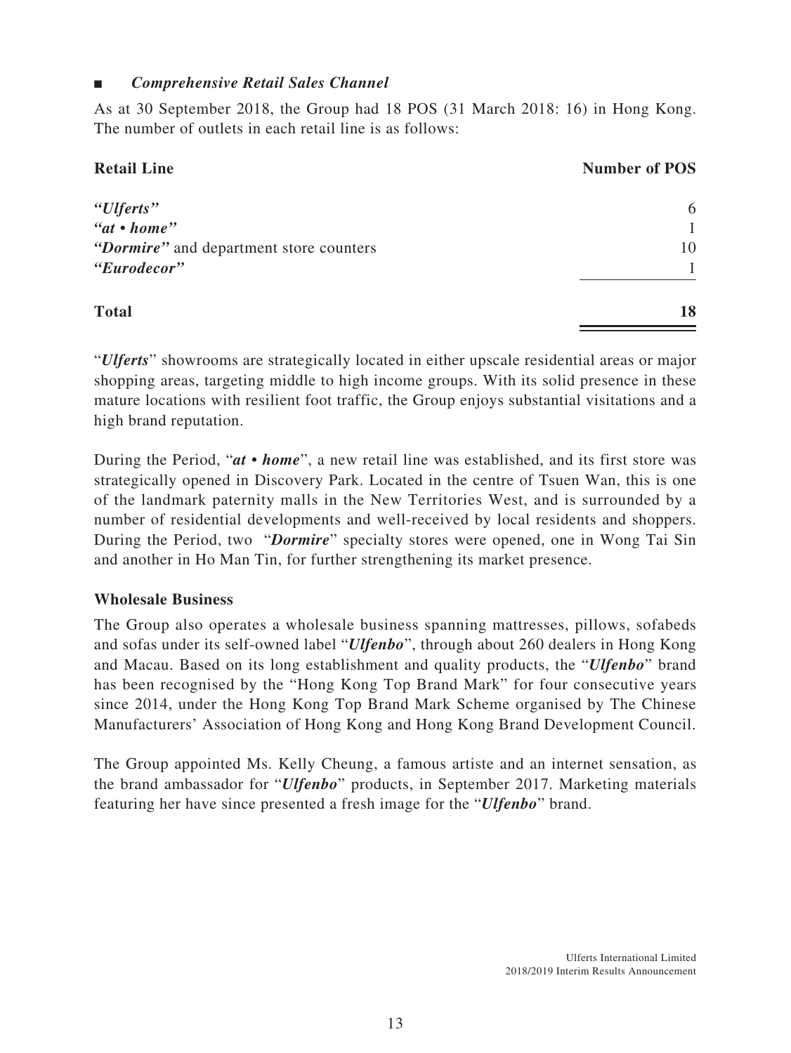■ ***Comprehensive Retail Sales Channel***

As at 30 September 2018, the Group had 18 POS (31 March 2018: 16) in Hong Kong. The number of outlets in each retail line is as follows:

| Retail Line | Number of POS |
|---|---|
| ***"Ulferts"*** | 6 |
| ***"at • home"*** | 1 |
| ***"Dormire"*** and department store counters | 10 |
| ***"Eurodecor"*** | 1 |
| **Total** | **18** |

"***Ulferts***" showrooms are strategically located in either upscale residential areas or major shopping areas, targeting middle to high income groups. With its solid presence in these mature locations with resilient foot traffic, the Group enjoys substantial visitations and a high brand reputation.

During the Period, "***at • home***", a new retail line was established, and its first store was strategically opened in Discovery Park. Located in the centre of Tsuen Wan, this is one of the landmark paternity malls in the New Territories West, and is surrounded by a number of residential developments and well-received by local residents and shoppers. During the Period, two "***Dormire***" specialty stores were opened, one in Wong Tai Sin and another in Ho Man Tin, for further strengthening its market presence.

**Wholesale Business**

The Group also operates a wholesale business spanning mattresses, pillows, sofabeds and sofas under its self-owned label "***Ulfenbo***", through about 260 dealers in Hong Kong and Macau. Based on its long establishment and quality products, the "***Ulfenbo***" brand has been recognised by the "Hong Kong Top Brand Mark" for four consecutive years since 2014, under the Hong Kong Top Brand Mark Scheme organised by The Chinese Manufacturers' Association of Hong Kong and Hong Kong Brand Development Council.

The Group appointed Ms. Kelly Cheung, a famous artiste and an internet sensation, as the brand ambassador for "***Ulfenbo***" products, in September 2017. Marketing materials featuring her have since presented a fresh image for the "***Ulfenbo***" brand.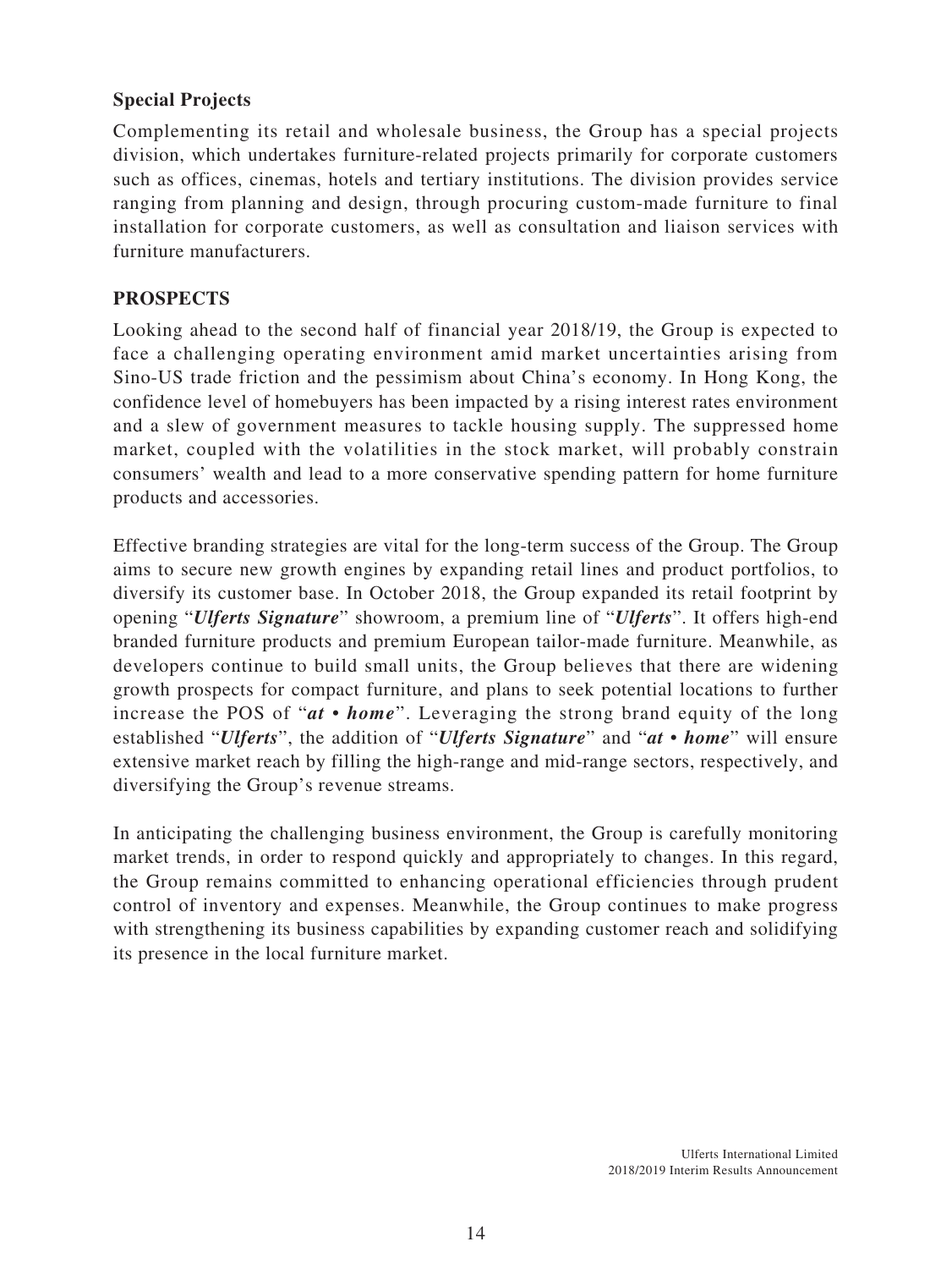### Special Projects

Complementing its retail and wholesale business, the Group has a special projects division, which undertakes furniture-related projects primarily for corporate customers such as offices, cinemas, hotels and tertiary institutions. The division provides service ranging from planning and design, through procuring custom-made furniture to final installation for corporate customers, as well as consultation and liaison services with furniture manufacturers.

## PROSPECTS

Looking ahead to the second half of financial year 2018/19, the Group is expected to face a challenging operating environment amid market uncertainties arising from Sino-US trade friction and the pessimism about China's economy. In Hong Kong, the confidence level of homebuyers has been impacted by a rising interest rates environment and a slew of government measures to tackle housing supply. The suppressed home market, coupled with the volatilities in the stock market, will probably constrain consumers' wealth and lead to a more conservative spending pattern for home furniture products and accessories.

Effective branding strategies are vital for the long-term success of the Group. The Group aims to secure new growth engines by expanding retail lines and product portfolios, to diversify its customer base. In October 2018, the Group expanded its retail footprint by opening "***Ulferts Signature***" showroom, a premium line of "***Ulferts***". It offers high-end branded furniture products and premium European tailor-made furniture. Meanwhile, as developers continue to build small units, the Group believes that there are widening growth prospects for compact furniture, and plans to seek potential locations to further increase the POS of "***at • home***". Leveraging the strong brand equity of the long established "***Ulferts***", the addition of "***Ulferts Signature***" and "***at • home***" will ensure extensive market reach by filling the high-range and mid-range sectors, respectively, and diversifying the Group's revenue streams.

In anticipating the challenging business environment, the Group is carefully monitoring market trends, in order to respond quickly and appropriately to changes. In this regard, the Group remains committed to enhancing operational efficiencies through prudent control of inventory and expenses. Meanwhile, the Group continues to make progress with strengthening its business capabilities by expanding customer reach and solidifying its presence in the local furniture market.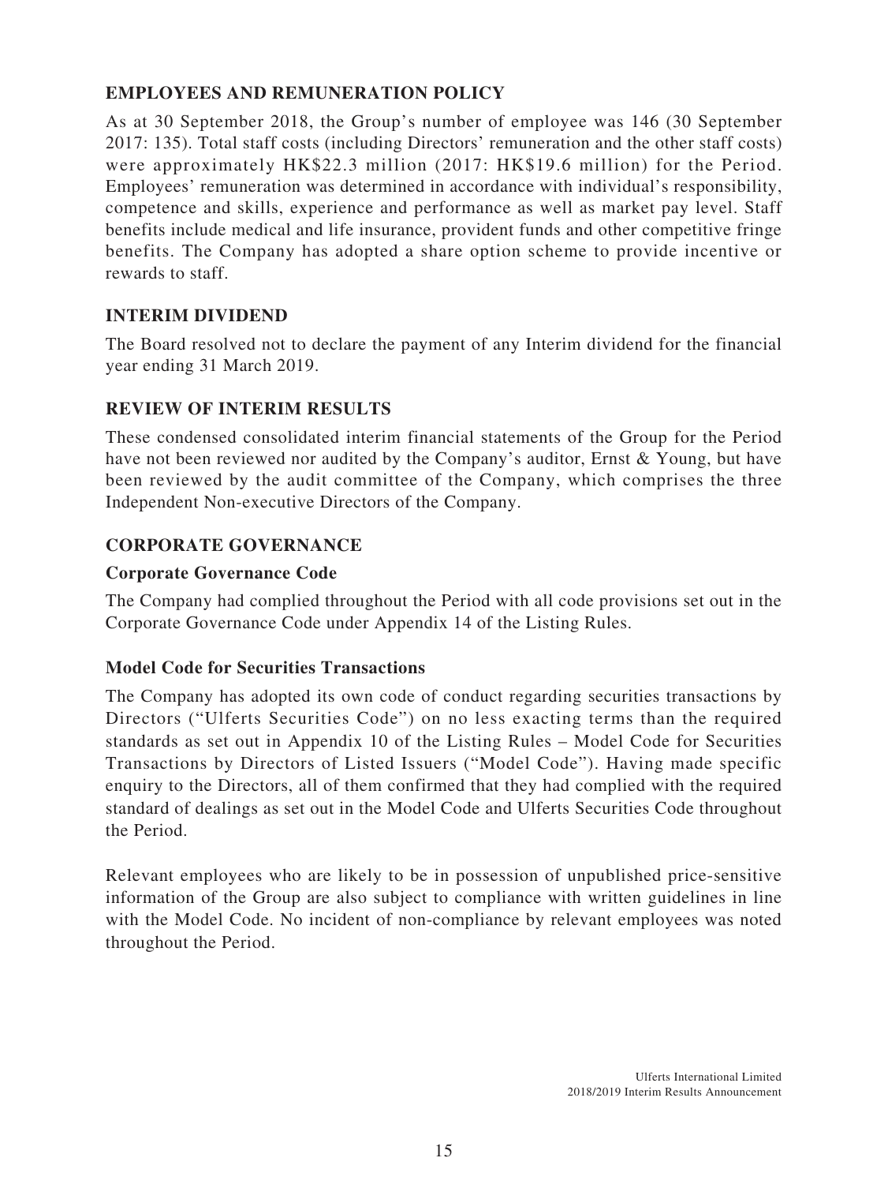## EMPLOYEES AND REMUNERATION POLICY

As at 30 September 2018, the Group's number of employee was 146 (30 September 2017: 135). Total staff costs (including Directors' remuneration and the other staff costs) were approximately HK$22.3 million (2017: HK$19.6 million) for the Period. Employees' remuneration was determined in accordance with individual's responsibility, competence and skills, experience and performance as well as market pay level. Staff benefits include medical and life insurance, provident funds and other competitive fringe benefits. The Company has adopted a share option scheme to provide incentive or rewards to staff.

## INTERIM DIVIDEND

The Board resolved not to declare the payment of any Interim dividend for the financial year ending 31 March 2019.

## REVIEW OF INTERIM RESULTS

These condensed consolidated interim financial statements of the Group for the Period have not been reviewed nor audited by the Company's auditor, Ernst & Young, but have been reviewed by the audit committee of the Company, which comprises the three Independent Non-executive Directors of the Company.

## CORPORATE GOVERNANCE

### Corporate Governance Code

The Company had complied throughout the Period with all code provisions set out in the Corporate Governance Code under Appendix 14 of the Listing Rules.

### Model Code for Securities Transactions

The Company has adopted its own code of conduct regarding securities transactions by Directors ("Ulferts Securities Code") on no less exacting terms than the required standards as set out in Appendix 10 of the Listing Rules – Model Code for Securities Transactions by Directors of Listed Issuers ("Model Code"). Having made specific enquiry to the Directors, all of them confirmed that they had complied with the required standard of dealings as set out in the Model Code and Ulferts Securities Code throughout the Period.

Relevant employees who are likely to be in possession of unpublished price-sensitive information of the Group are also subject to compliance with written guidelines in line with the Model Code. No incident of non-compliance by relevant employees was noted throughout the Period.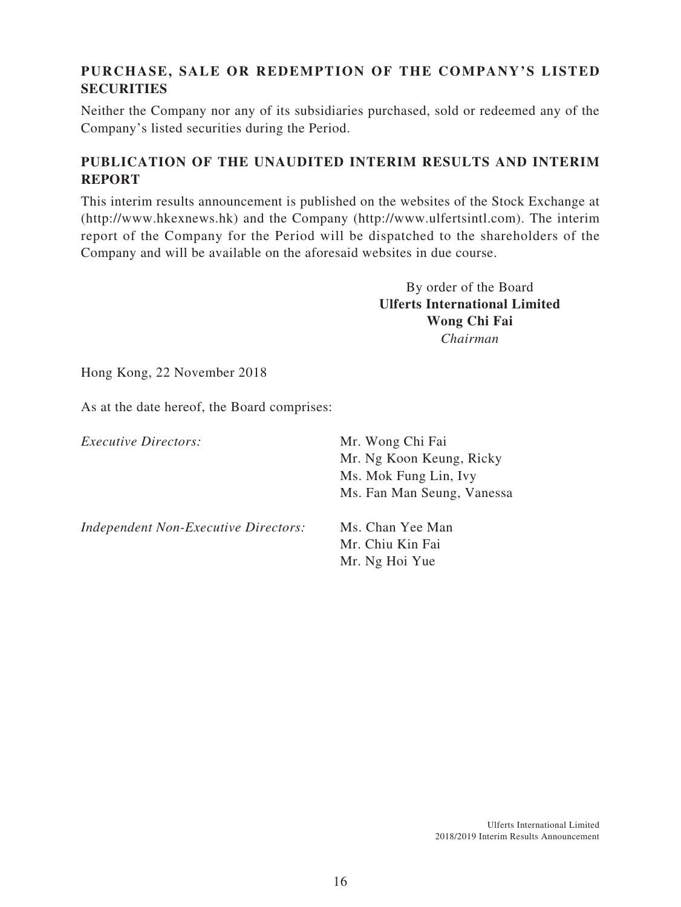## PURCHASE, SALE OR REDEMPTION OF THE COMPANY'S LISTED SECURITIES

Neither the Company nor any of its subsidiaries purchased, sold or redeemed any of the Company's listed securities during the Period.

## PUBLICATION OF THE UNAUDITED INTERIM RESULTS AND INTERIM REPORT

This interim results announcement is published on the websites of the Stock Exchange at (http://www.hkexnews.hk) and the Company (http://www.ulfertsintl.com). The interim report of the Company for the Period will be dispatched to the shareholders of the Company and will be available on the aforesaid websites in due course.

By order of the Board
**Ulferts International Limited**
**Wong Chi Fai**
*Chairman*

Hong Kong, 22 November 2018

As at the date hereof, the Board comprises:

| | |
|---|---|
| *Executive Directors:* | Mr. Wong Chi Fai<br>Mr. Ng Koon Keung, Ricky<br>Ms. Mok Fung Lin, Ivy<br>Ms. Fan Man Seung, Vanessa |
| *Independent Non-Executive Directors:* | Ms. Chan Yee Man<br>Mr. Chiu Kin Fai<br>Mr. Ng Hoi Yue |